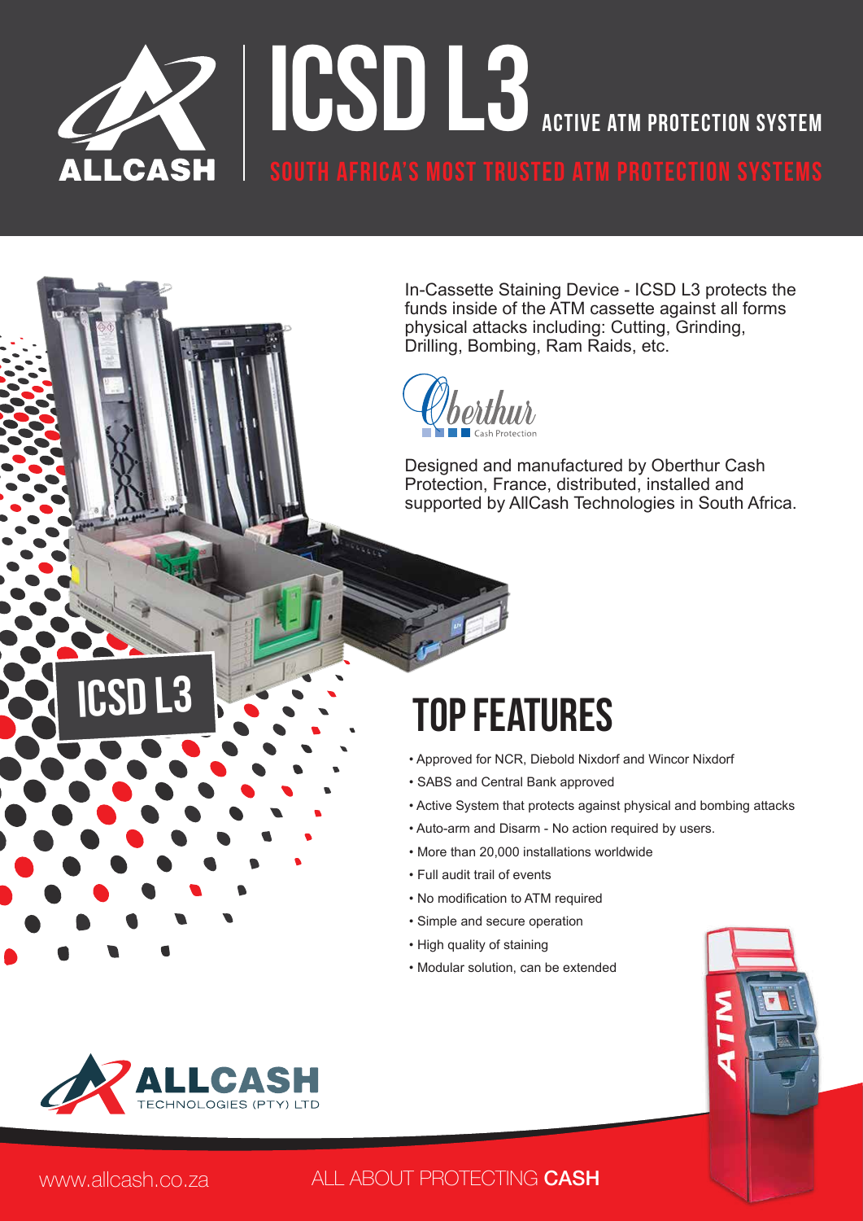# ICSD L3 ACTIVE ATM PROTECTION SYSTEM

## SOUTH AFRICA'S MOST TRUSTED ATM PROTECTION SYSTEMS

In-Cassette Staining Device - ICSD L3 protects the funds inside of the ATM cassette against all forms physical attacks including: Cutting, Grinding, Drilling, Bombing, Ram Raids, etc.

Oberthur Cash Protection

Designed and manufactured by Oberthur Cash Protection, France, distributed, installed and supported by AllCash Technologies in South Africa.

ICSD L3

## TOP FEATURES

- Approved for NCR, Diebold Nixdorf and Wincor Nixdorf
- SABS and Central Bank approved
- Active System that protects against physical and bombing attacks
- Auto-arm and Disarm - No action required by users.
- More than 20,000 installations worldwide
- Full audit trail of events
- No modification to ATM required
- Simple and secure operation
- High quality of staining
- Modular solution, can be extended

ALLCASH TECHNOLOGIES (PTY) LTD

www.allcash.co.za ALL ABOUT PROTECTING **CASH**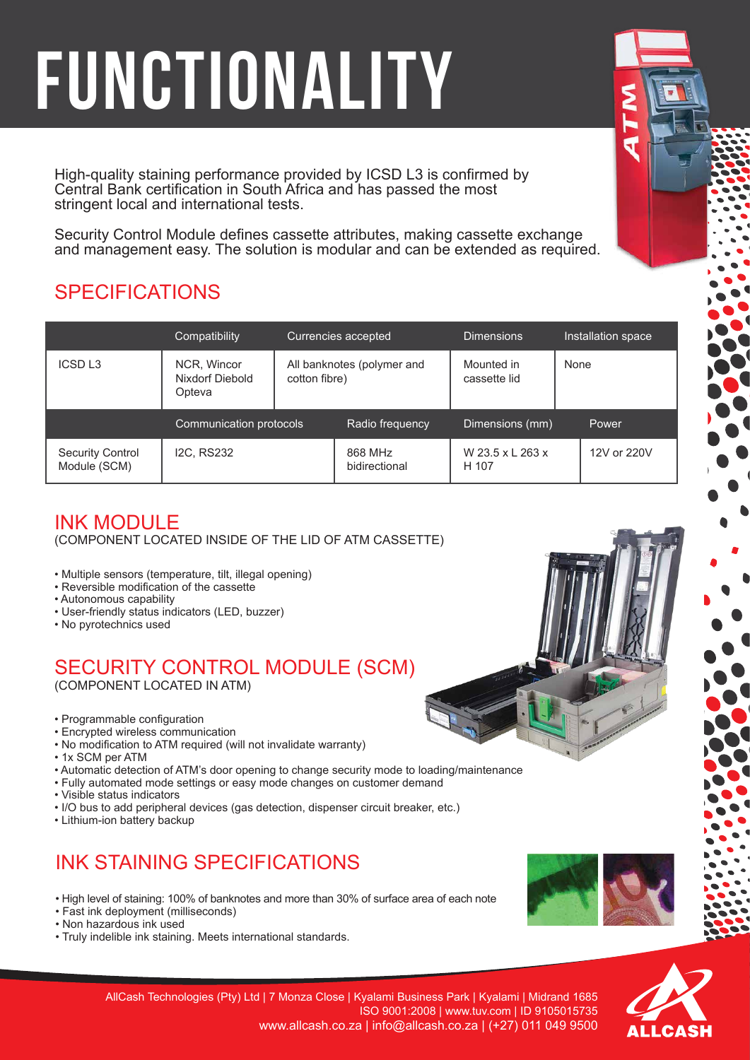# FUNCTIONALITY

High-quality staining performance provided by ICSD L3 is confirmed by Central Bank certification in South Africa and has passed the most stringent local and international tests.

Security Control Module defines cassette attributes, making cassette exchange and management easy. The solution is modular and can be extended as required.

## SPECIFICATIONS

| | Compatibility | Currencies accepted | Dimensions | Installation space |
|---|---|---|---|---|
| ICSD L3 | NCR, Wincor Nixdorf Diebold Opteva | All banknotes (polymer and cotton fibre) | Mounted in cassette lid | None |

| | Communication protocols | Radio frequency | Dimensions (mm) | Power |
|---|---|---|---|---|
| Security Control Module (SCM) | I2C, RS232 | 868 MHz bidirectional | W 23.5 x L 263 x H 107 | 12V or 220V |

## INK MODULE
(COMPONENT LOCATED INSIDE OF THE LID OF ATM CASSETTE)

- Multiple sensors (temperature, tilt, illegal opening)
- Reversible modification of the cassette
- Autonomous capability
- User-friendly status indicators (LED, buzzer)
- No pyrotechnics used

## SECURITY CONTROL MODULE (SCM)
(COMPONENT LOCATED IN ATM)

- Programmable configuration
- Encrypted wireless communication
- No modification to ATM required (will not invalidate warranty)
- 1x SCM per ATM
- Automatic detection of ATM's door opening to change security mode to loading/maintenance
- Fully automated mode settings or easy mode changes on customer demand
- Visible status indicators
- I/O bus to add peripheral devices (gas detection, dispenser circuit breaker, etc.)
- Lithium-ion battery backup

## INK STAINING SPECIFICATIONS

- High level of staining: 100% of banknotes and more than 30% of surface area of each note
- Fast ink deployment (milliseconds)
- Non hazardous ink used
- Truly indelible ink staining. Meets international standards.

AllCash Technologies (Pty) Ltd | 7 Monza Close | Kyalami Business Park | Kyalami | Midrand 1685
ISO 9001:2008 | www.tuv.com | ID 9105015735
www.allcash.co.za | info@allcash.co.za | (+27) 011 049 9500